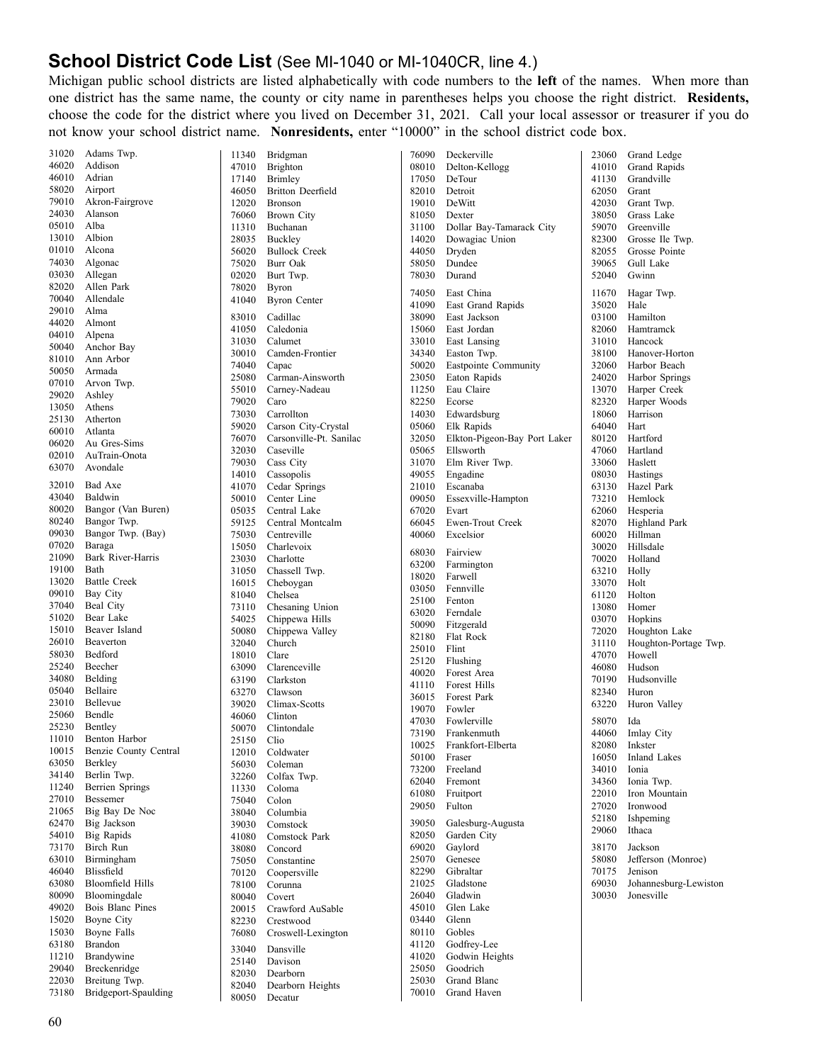## School District Code List (See MI-1040 or MI-1040CR, line 4.)

Michigan public school districts are listed alphabetically with code numbers to the **left** of the names. When more than one district has the same name, the county or city name in parentheses helps you choose the right district. **Residents,** choose the code for the district where you lived on December 31, 2021. Call your local assessor or treasurer if you do not know your school district name. **Nonresidents,** enter "10000" in the school district code box.

31020 Adams Twp.
46020 Addison
46010 Adrian
58020 Airport
79010 Akron-Fairgrove
24030 Alanson
05010 Alba
13010 Albion
01010 Alcona
74030 Algonac
03030 Allegan
82020 Allen Park
70040 Allendale
29010 Alma
44020 Almont
04010 Alpena
50040 Anchor Bay
81010 Ann Arbor
50050 Armada
07010 Arvon Twp.
29020 Ashley
13050 Athens
25130 Atherton
60010 Atlanta
06020 Au Gres-Sims
02010 AuTrain-Onota
63070 Avondale

32010 Bad Axe
43040 Baldwin
80020 Bangor (Van Buren)
80240 Bangor Twp.
09030 Bangor Twp. (Bay)
07020 Baraga
21090 Bark River-Harris
19100 Bath
13020 Battle Creek
09010 Bay City
37040 Beal City
51020 Bear Lake
15010 Beaver Island
26010 Beaverton
58030 Bedford
25240 Beecher
34080 Belding
05040 Bellaire
23010 Bellevue
25060 Bendle
25230 Bentley
11010 Benton Harbor
10015 Benzie County Central
63050 Berkley
34140 Berlin Twp.
11240 Berrien Springs
27010 Bessemer
21065 Big Bay De Noc
62470 Big Jackson
54010 Big Rapids
73170 Birch Run
63010 Birmingham
46040 Blissfield
63080 Bloomfield Hills
80090 Bloomingdale
49020 Bois Blanc Pines
15020 Boyne City
15030 Boyne Falls
63180 Brandon
11210 Brandywine
29040 Breckenridge
22030 Breitung Twp.
73180 Bridgeport-Spaulding
11340 Bridgman
47010 Brighton
17140 Brimley
46050 Britton Deerfield
12020 Bronson
76060 Brown City
11310 Buchanan
28035 Buckley
56020 Bullock Creek
75020 Burr Oak
02020 Burt Twp.
78020 Byron
41040 Byron Center

83010 Cadillac
41050 Caledonia
31030 Calumet
30010 Camden-Frontier
74040 Capac
25080 Carman-Ainsworth
55010 Carney-Nadeau
79020 Caro
73030 Carrollton
59020 Carson City-Crystal
76070 Carsonville-Pt. Sanilac
32030 Caseville
79030 Cass City
14010 Cassopolis
41070 Cedar Springs
50010 Center Line
05035 Central Lake
59125 Central Montcalm
75030 Centreville
15050 Charlevoix
23030 Charlotte
31050 Chassell Twp.
16015 Cheboygan
81040 Chelsea
73110 Chesaning Union
54025 Chippewa Hills
50080 Chippewa Valley
32040 Church
18010 Clare
63090 Clarenceville
63190 Clarkston
63270 Clawson
39020 Climax-Scotts
46060 Clinton
50070 Clintondale
25150 Clio
12010 Coldwater
56030 Coleman
32260 Colfax Twp.
11330 Coloma
75040 Colon
38040 Columbia
39030 Comstock
41080 Comstock Park
38080 Concord
75050 Constantine
70120 Coopersville
78100 Corunna
80040 Covert
20015 Crawford AuSable
82230 Crestwood
76080 Croswell-Lexington

33040 Dansville
25140 Davison
82030 Dearborn
82040 Dearborn Heights
80050 Decatur
76090 Deckerville
08010 Delton-Kellogg
17050 DeTour
82010 Detroit
19010 DeWitt
81050 Dexter
31100 Dollar Bay-Tamarack City
14020 Dowagiac Union
44050 Dryden
58050 Dundee
78030 Durand

74050 East China
41090 East Grand Rapids
38090 East Jackson
15060 East Jordan
33010 East Lansing
34340 Easton Twp.
50020 Eastpointe Community
23050 Eaton Rapids
11250 Eau Claire
82250 Ecorse
14030 Edwardsburg
05060 Elk Rapids
32050 Elkton-Pigeon-Bay Port Laker
05065 Ellsworth
31070 Elm River Twp.
49055 Engadine
21010 Escanaba
09050 Essexville-Hampton
67020 Evart
66045 Ewen-Trout Creek
40060 Excelsior

68030 Fairview
63200 Farmington
18020 Farwell
03050 Fennville
25100 Fenton
63020 Ferndale
50090 Fitzgerald
82180 Flat Rock
25010 Flint
25120 Flushing
40020 Forest Area
41110 Forest Hills
36015 Forest Park
19070 Fowler
47030 Fowlerville
73190 Frankenmuth
10025 Frankfort-Elberta
50100 Fraser
73200 Freeland
62040 Fremont
61080 Fruitport
29050 Fulton

39050 Galesburg-Augusta
82050 Garden City
69020 Gaylord
25070 Genesee
82290 Gibraltar
21025 Gladstone
26040 Gladwin
45010 Glen Lake
03440 Glenn
80110 Gobles
41120 Godfrey-Lee
41020 Godwin Heights
25050 Goodrich
25030 Grand Blanc
70010 Grand Haven
23060 Grand Ledge
41010 Grand Rapids
41130 Grandville
62050 Grant
42030 Grant Twp.
38050 Grass Lake
59070 Greenville
82300 Grosse Ile Twp.
82055 Grosse Pointe
39065 Gull Lake
52040 Gwinn

11670 Hagar Twp.
35020 Hale
03100 Hamilton
82060 Hamtramck
31010 Hancock
38100 Hanover-Horton
32060 Harbor Beach
24020 Harbor Springs
13070 Harper Creek
82320 Harper Woods
18060 Harrison
64040 Hart
80120 Hartford
47060 Hartland
33060 Haslett
08030 Hastings
63130 Hazel Park
73210 Hemlock
62060 Hesperia
82070 Highland Park
60020 Hillman
30020 Hillsdale
70020 Holland
63210 Holly
33070 Holt
61120 Holton
13080 Homer
03070 Hopkins
72020 Houghton Lake
31110 Houghton-Portage Twp.
47070 Howell
46080 Hudson
70190 Hudsonville
82340 Huron
63220 Huron Valley

58070 Ida
44060 Imlay City
82080 Inkster
16050 Inland Lakes
34010 Ionia
34360 Ionia Twp.
22010 Iron Mountain
27020 Ironwood
52180 Ishpeming
29060 Ithaca

38170 Jackson
58080 Jefferson (Monroe)
70175 Jenison
69030 Johannesburg-Lewiston
30030 Jonesville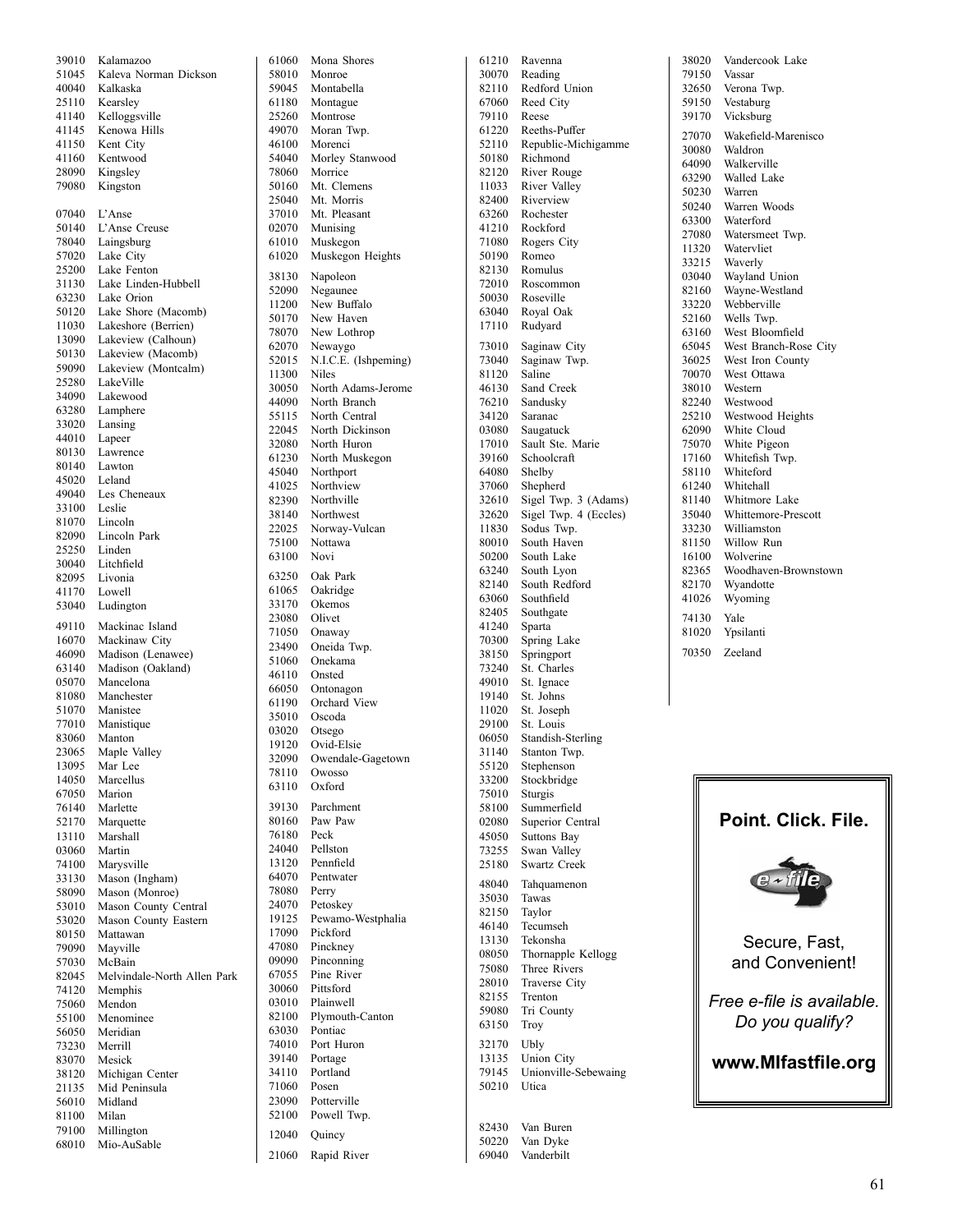| | |
|---|---|
| 39010 | Kalamazoo |
| 51045 | Kaleva Norman Dickson |
| 40040 | Kalkaska |
| 25110 | Kearsley |
| 41140 | Kelloggsville |
| 41145 | Kenowa Hills |
| 41150 | Kent City |
| 41160 | Kentwood |
| 28090 | Kingsley |
| 79080 | Kingston |
| 07040 | L'Anse |
| 50140 | L'Anse Creuse |
| 78040 | Laingsburg |
| 57020 | Lake City |
| 25200 | Lake Fenton |
| 31130 | Lake Linden-Hubbell |
| 63230 | Lake Orion |
| 50120 | Lake Shore (Macomb) |
| 11030 | Lakeshore (Berrien) |
| 13090 | Lakeview (Calhoun) |
| 50130 | Lakeview (Macomb) |
| 59090 | Lakeview (Montcalm) |
| 25280 | LakeVille |
| 34090 | Lakewood |
| 63280 | Lamphere |
| 33020 | Lansing |
| 44010 | Lapeer |
| 80130 | Lawrence |
| 80140 | Lawton |
| 45020 | Leland |
| 49040 | Les Cheneaux |
| 33100 | Leslie |
| 81070 | Lincoln |
| 82090 | Lincoln Park |
| 25250 | Linden |
| 30040 | Litchfield |
| 82095 | Livonia |
| 41170 | Lowell |
| 53040 | Ludington |
| 49110 | Mackinac Island |
| 16070 | Mackinaw City |
| 46090 | Madison (Lenawee) |
| 63140 | Madison (Oakland) |
| 05070 | Mancelona |
| 81080 | Manchester |
| 51070 | Manistee |
| 77010 | Manistique |
| 83060 | Manton |
| 23065 | Maple Valley |
| 13095 | Mar Lee |
| 14050 | Marcellus |
| 67050 | Marion |
| 76140 | Marlette |
| 52170 | Marquette |
| 13110 | Marshall |
| 03060 | Martin |
| 74100 | Marysville |
| 33130 | Mason (Ingham) |
| 58090 | Mason (Monroe) |
| 53010 | Mason County Central |
| 53020 | Mason County Eastern |
| 80150 | Mattawan |
| 79090 | Mayville |
| 57030 | McBain |
| 82045 | Melvindale-North Allen Park |
| 74120 | Memphis |
| 75060 | Mendon |
| 55100 | Menominee |
| 56050 | Meridian |
| 73230 | Merrill |
| 83070 | Mesick |
| 38120 | Michigan Center |
| 21135 | Mid Peninsula |
| 56010 | Midland |
| 81100 | Milan |
| 79100 | Millington |
| 68010 | Mio-AuSable |
| 61060 | Mona Shores |
| 58010 | Monroe |
| 59045 | Montabella |
| 61180 | Montague |
| 25260 | Montrose |
| 49070 | Moran Twp. |
| 46100 | Morenci |
| 54040 | Morley Stanwood |
| 78060 | Morrice |
| 50160 | Mt. Clemens |
| 25040 | Mt. Morris |
| 37010 | Mt. Pleasant |
| 02070 | Munising |
| 61010 | Muskegon |
| 61020 | Muskegon Heights |
| 38130 | Napoleon |
| 52090 | Negaunee |
| 11200 | New Buffalo |
| 50170 | New Haven |
| 78070 | New Lothrop |
| 62070 | Newaygo |
| 52015 | N.I.C.E. (Ishpeming) |
| 11300 | Niles |
| 30050 | North Adams-Jerome |
| 44090 | North Branch |
| 55115 | North Central |
| 22045 | North Dickinson |
| 32080 | North Huron |
| 61230 | North Muskegon |
| 45040 | Northport |
| 41025 | Northview |
| 82390 | Northville |
| 38140 | Northwest |
| 22025 | Norway-Vulcan |
| 75100 | Nottawa |
| 63100 | Novi |
| 63250 | Oak Park |
| 61065 | Oakridge |
| 33170 | Okemos |
| 23080 | Olivet |
| 71050 | Onaway |
| 23490 | Oneida Twp. |
| 51060 | Onekama |
| 46110 | Onsted |
| 66050 | Ontonagon |
| 61190 | Orchard View |
| 35010 | Oscoda |
| 03020 | Otsego |
| 19120 | Ovid-Elsie |
| 32090 | Owendale-Gagetown |
| 78110 | Owosso |
| 63110 | Oxford |
| 39130 | Parchment |
| 80160 | Paw Paw |
| 76180 | Peck |
| 24040 | Pellston |
| 13120 | Pennfield |
| 64070 | Pentwater |
| 78080 | Perry |
| 24070 | Petoskey |
| 19125 | Pewamo-Westphalia |
| 17090 | Pickford |
| 47080 | Pinckney |
| 09090 | Pinconning |
| 67055 | Pine River |
| 30060 | Pittsford |
| 03010 | Plainwell |
| 82100 | Plymouth-Canton |
| 63030 | Pontiac |
| 74010 | Port Huron |
| 39140 | Portage |
| 34110 | Portland |
| 71060 | Posen |
| 23090 | Potterville |
| 52100 | Powell Twp. |
| 12040 | Quincy |
| 21060 | Rapid River |
| 61210 | Ravenna |
| 30070 | Reading |
| 82110 | Redford Union |
| 67060 | Reed City |
| 79110 | Reese |
| 61220 | Reeths-Puffer |
| 52110 | Republic-Michigamme |
| 50180 | Richmond |
| 82120 | River Rouge |
| 11033 | River Valley |
| 82400 | Riverview |
| 63260 | Rochester |
| 41210 | Rockford |
| 71080 | Rogers City |
| 50190 | Romeo |
| 82130 | Romulus |
| 72010 | Roscommon |
| 50030 | Roseville |
| 63040 | Royal Oak |
| 17110 | Rudyard |
| 73010 | Saginaw City |
| 73040 | Saginaw Twp. |
| 81120 | Saline |
| 46130 | Sand Creek |
| 76210 | Sandusky |
| 34120 | Saranac |
| 03080 | Saugatuck |
| 17010 | Sault Ste. Marie |
| 39160 | Schoolcraft |
| 64080 | Shelby |
| 37060 | Shepherd |
| 32610 | Sigel Twp. 3 (Adams) |
| 32620 | Sigel Twp. 4 (Eccles) |
| 11830 | Sodus Twp. |
| 80010 | South Haven |
| 50200 | South Lake |
| 63240 | South Lyon |
| 82140 | South Redford |
| 63060 | Southfield |
| 82405 | Southgate |
| 41240 | Sparta |
| 70300 | Spring Lake |
| 38150 | Springport |
| 73240 | St. Charles |
| 49010 | St. Ignace |
| 19140 | St. Johns |
| 11020 | St. Joseph |
| 29100 | St. Louis |
| 06050 | Standish-Sterling |
| 31140 | Stanton Twp. |
| 55120 | Stephenson |
| 33200 | Stockbridge |
| 75010 | Sturgis |
| 58100 | Summerfield |
| 02080 | Superior Central |
| 45050 | Suttons Bay |
| 73255 | Swan Valley |
| 25180 | Swartz Creek |
| 48040 | Tahquamenon |
| 35030 | Tawas |
| 82150 | Taylor |
| 46140 | Tecumseh |
| 13130 | Tekonsha |
| 08050 | Thornapple Kellogg |
| 75080 | Three Rivers |
| 28010 | Traverse City |
| 82155 | Trenton |
| 59080 | Tri County |
| 63150 | Troy |
| 32170 | Ubly |
| 13135 | Union City |
| 79145 | Unionville-Sebewaing |
| 50210 | Utica |
| 82430 | Van Buren |
| 50220 | Van Dyke |
| 69040 | Vanderbilt |
| 38020 | Vandercook Lake |
| 79150 | Vassar |
| 32650 | Verona Twp. |
| 59150 | Vestaburg |
| 39170 | Vicksburg |
| 27070 | Wakefield-Marenisco |
| 30080 | Waldron |
| 64090 | Walkerville |
| 63290 | Walled Lake |
| 50230 | Warren |
| 50240 | Warren Woods |
| 63300 | Waterford |
| 27080 | Watersmeet Twp. |
| 11320 | Watervliet |
| 33215 | Waverly |
| 03040 | Wayland Union |
| 82160 | Wayne-Westland |
| 33220 | Webberville |
| 52160 | Wells Twp. |
| 63160 | West Bloomfield |
| 65045 | West Branch-Rose City |
| 36025 | West Iron County |
| 70070 | West Ottawa |
| 38010 | Western |
| 82240 | Westwood |
| 25210 | Westwood Heights |
| 62090 | White Cloud |
| 75070 | White Pigeon |
| 17160 | Whitefish Twp. |
| 58110 | Whiteford |
| 61240 | Whitehall |
| 81140 | Whitmore Lake |
| 35040 | Whittemore-Prescott |
| 33230 | Williamston |
| 81150 | Willow Run |
| 16100 | Wolverine |
| 82365 | Woodhaven-Brownstown |
| 82170 | Wyandotte |
| 41026 | Wyoming |
| 74130 | Yale |
| 81020 | Ypsilanti |
| 70350 | Zeeland |

**Point. Click. File.**

Secure, Fast, and Convenient!

*Free e-file is available. Do you qualify?*

**www.MIfastfile.org**